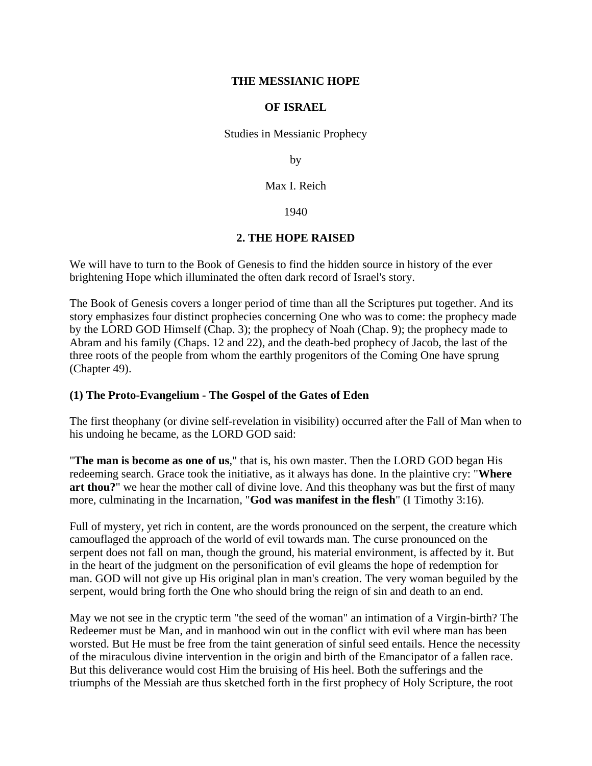# THE MESSIANIC HOPE

# OF ISRAEL

Studies in Messianic Prophecy

by

Max I. Reich

1940

## 2. THE HOPE RAISED

We will have to turn to the Book of Genesis to find the hidden source in history of the ever brightening Hope which illuminated the often dark record of Israel's story.

The Book of Genesis covers a longer period of time than all the Scriptures put together. And its story emphasizes four distinct prophecies concerning One who was to come: the prophecy made by the LORD GOD Himself (Chap. 3); the prophecy of Noah (Chap. 9); the prophecy made to Abram and his family (Chaps. 12 and 22), and the death-bed prophecy of Jacob, the last of the three roots of the people from whom the earthly progenitors of the Coming One have sprung (Chapter 49).

### (1) The Proto-Evangelium - The Gospel of the Gates of Eden

The first theophany (or divine self-revelation in visibility) occurred after the Fall of Man when to his undoing he became, as the LORD GOD said:

"**The man is become as one of us**," that is, his own master. Then the LORD GOD began His redeeming search. Grace took the initiative, as it always has done. In the plaintive cry: "**Where art thou?**" we hear the mother call of divine love. And this theophany was but the first of many more, culminating in the Incarnation, "**God was manifest in the flesh**" (I Timothy 3:16).

Full of mystery, yet rich in content, are the words pronounced on the serpent, the creature which camouflaged the approach of the world of evil towards man. The curse pronounced on the serpent does not fall on man, though the ground, his material environment, is affected by it. But in the heart of the judgment on the personification of evil gleams the hope of redemption for man. GOD will not give up His original plan in man's creation. The very woman beguiled by the serpent, would bring forth the One who should bring the reign of sin and death to an end.

May we not see in the cryptic term "the seed of the woman" an intimation of a Virgin-birth? The Redeemer must be Man, and in manhood win out in the conflict with evil where man has been worsted. But He must be free from the taint generation of sinful seed entails. Hence the necessity of the miraculous divine intervention in the origin and birth of the Emancipator of a fallen race. But this deliverance would cost Him the bruising of His heel. Both the sufferings and the triumphs of the Messiah are thus sketched forth in the first prophecy of Holy Scripture, the root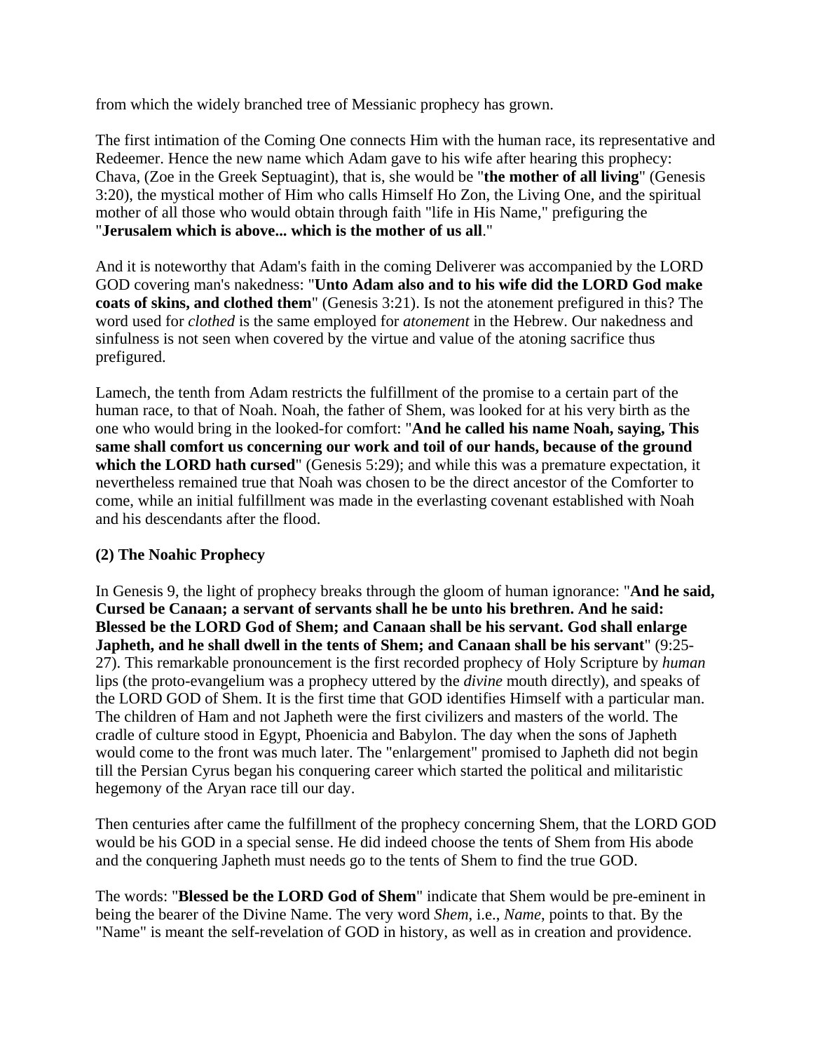from which the widely branched tree of Messianic prophecy has grown.

The first intimation of the Coming One connects Him with the human race, its representative and Redeemer. Hence the new name which Adam gave to his wife after hearing this prophecy: Chava, (Zoe in the Greek Septuagint), that is, she would be "**the mother of all living**" (Genesis 3:20), the mystical mother of Him who calls Himself Ho Zon, the Living One, and the spiritual mother of all those who would obtain through faith "life in His Name," prefiguring the "**Jerusalem which is above... which is the mother of us all**."

And it is noteworthy that Adam's faith in the coming Deliverer was accompanied by the LORD GOD covering man's nakedness: "**Unto Adam also and to his wife did the LORD God make coats of skins, and clothed them**" (Genesis 3:21). Is not the atonement prefigured in this? The word used for *clothed* is the same employed for *atonement* in the Hebrew. Our nakedness and sinfulness is not seen when covered by the virtue and value of the atoning sacrifice thus prefigured.

Lamech, the tenth from Adam restricts the fulfillment of the promise to a certain part of the human race, to that of Noah. Noah, the father of Shem, was looked for at his very birth as the one who would bring in the looked-for comfort: "**And he called his name Noah, saying, This same shall comfort us concerning our work and toil of our hands, because of the ground which the LORD hath cursed**" (Genesis 5:29); and while this was a premature expectation, it nevertheless remained true that Noah was chosen to be the direct ancestor of the Comforter to come, while an initial fulfillment was made in the everlasting covenant established with Noah and his descendants after the flood.

**(2) The Noahic Prophecy**

In Genesis 9, the light of prophecy breaks through the gloom of human ignorance: "**And he said, Cursed be Canaan; a servant of servants shall he be unto his brethren. And he said: Blessed be the LORD God of Shem; and Canaan shall be his servant. God shall enlarge Japheth, and he shall dwell in the tents of Shem; and Canaan shall be his servant**" (9:25-27). This remarkable pronouncement is the first recorded prophecy of Holy Scripture by *human* lips (the proto-evangelium was a prophecy uttered by the *divine* mouth directly), and speaks of the LORD GOD of Shem. It is the first time that GOD identifies Himself with a particular man. The children of Ham and not Japheth were the first civilizers and masters of the world. The cradle of culture stood in Egypt, Phoenicia and Babylon. The day when the sons of Japheth would come to the front was much later. The "enlargement" promised to Japheth did not begin till the Persian Cyrus began his conquering career which started the political and militaristic hegemony of the Aryan race till our day.

Then centuries after came the fulfillment of the prophecy concerning Shem, that the LORD GOD would be his GOD in a special sense. He did indeed choose the tents of Shem from His abode and the conquering Japheth must needs go to the tents of Shem to find the true GOD.

The words: "**Blessed be the LORD God of Shem**" indicate that Shem would be pre-eminent in being the bearer of the Divine Name. The very word *Shem*, i.e., *Name*, points to that. By the "Name" is meant the self-revelation of GOD in history, as well as in creation and providence.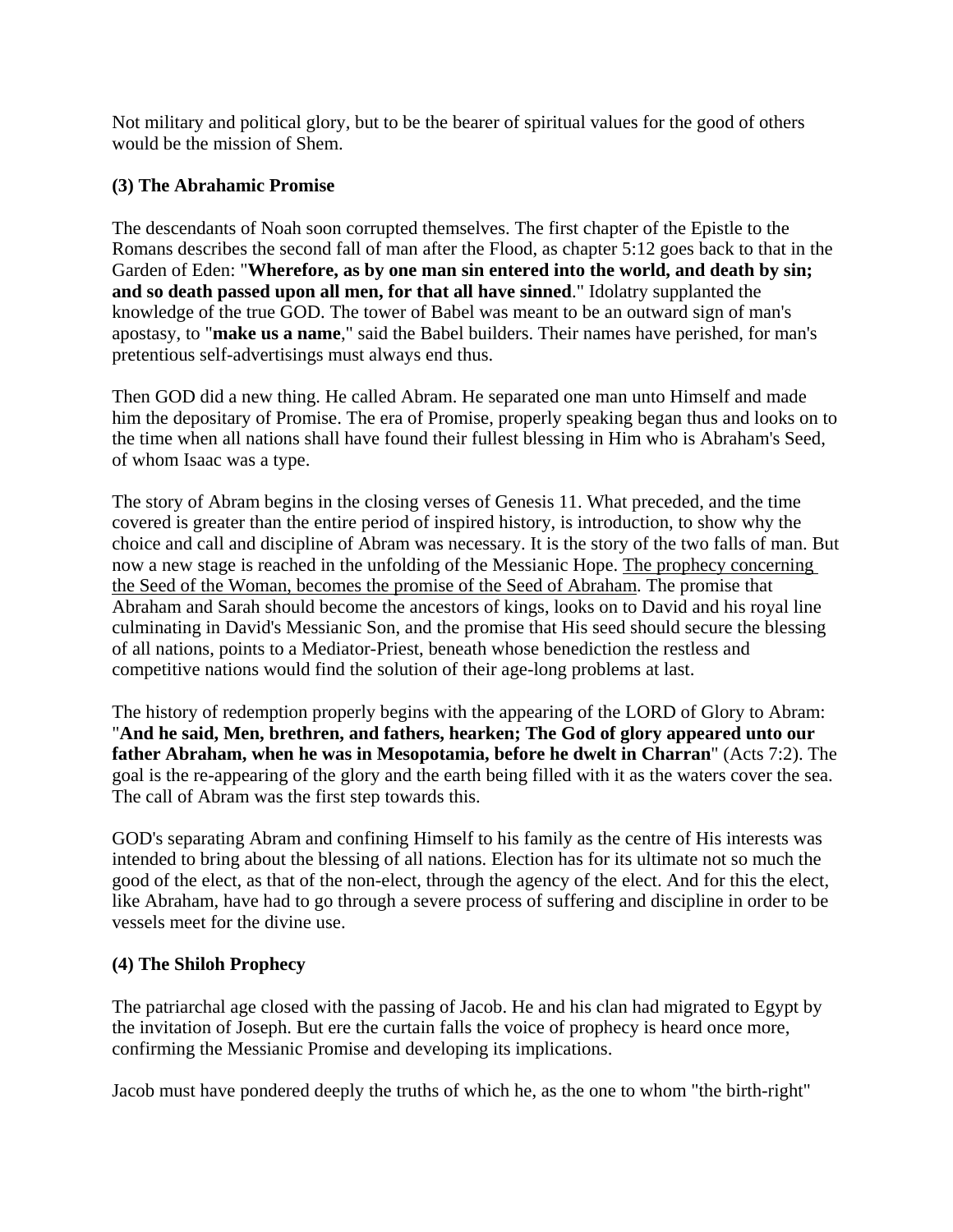Not military and political glory, but to be the bearer of spiritual values for the good of others would be the mission of Shem.

**(3) The Abrahamic Promise**

The descendants of Noah soon corrupted themselves. The first chapter of the Epistle to the Romans describes the second fall of man after the Flood, as chapter 5:12 goes back to that in the Garden of Eden: "**Wherefore, as by one man sin entered into the world, and death by sin; and so death passed upon all men, for that all have sinned**." Idolatry supplanted the knowledge of the true GOD. The tower of Babel was meant to be an outward sign of man's apostasy, to "**make us a name**," said the Babel builders. Their names have perished, for man's pretentious self-advertisings must always end thus.

Then GOD did a new thing. He called Abram. He separated one man unto Himself and made him the depositary of Promise. The era of Promise, properly speaking began thus and looks on to the time when all nations shall have found their fullest blessing in Him who is Abraham's Seed, of whom Isaac was a type.

The story of Abram begins in the closing verses of Genesis 11. What preceded, and the time covered is greater than the entire period of inspired history, is introduction, to show why the choice and call and discipline of Abram was necessary. It is the story of the two falls of man. But now a new stage is reached in the unfolding of the Messianic Hope. The prophecy concerning the Seed of the Woman, becomes the promise of the Seed of Abraham. The promise that Abraham and Sarah should become the ancestors of kings, looks on to David and his royal line culminating in David's Messianic Son, and the promise that His seed should secure the blessing of all nations, points to a Mediator-Priest, beneath whose benediction the restless and competitive nations would find the solution of their age-long problems at last.

The history of redemption properly begins with the appearing of the LORD of Glory to Abram: "**And he said, Men, brethren, and fathers, hearken; The God of glory appeared unto our father Abraham, when he was in Mesopotamia, before he dwelt in Charran**" (Acts 7:2). The goal is the re-appearing of the glory and the earth being filled with it as the waters cover the sea. The call of Abram was the first step towards this.

GOD's separating Abram and confining Himself to his family as the centre of His interests was intended to bring about the blessing of all nations. Election has for its ultimate not so much the good of the elect, as that of the non-elect, through the agency of the elect. And for this the elect, like Abraham, have had to go through a severe process of suffering and discipline in order to be vessels meet for the divine use.

**(4) The Shiloh Prophecy**

The patriarchal age closed with the passing of Jacob. He and his clan had migrated to Egypt by the invitation of Joseph. But ere the curtain falls the voice of prophecy is heard once more, confirming the Messianic Promise and developing its implications.

Jacob must have pondered deeply the truths of which he, as the one to whom "the birth-right"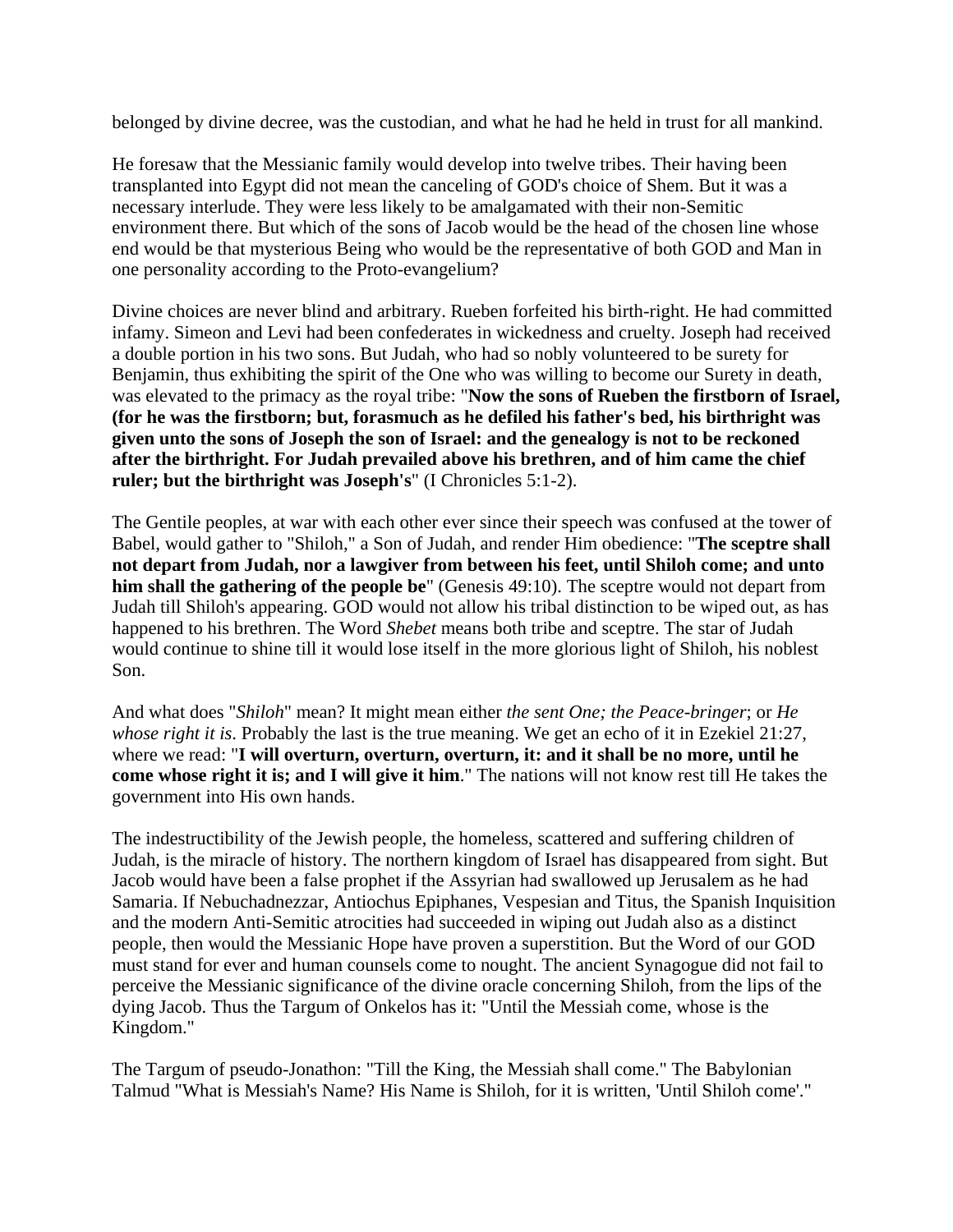belonged by divine decree, was the custodian, and what he had he held in trust for all mankind.

He foresaw that the Messianic family would develop into twelve tribes. Their having been transplanted into Egypt did not mean the canceling of GOD's choice of Shem. But it was a necessary interlude. They were less likely to be amalgamated with their non-Semitic environment there. But which of the sons of Jacob would be the head of the chosen line whose end would be that mysterious Being who would be the representative of both GOD and Man in one personality according to the Proto-evangelium?

Divine choices are never blind and arbitrary. Rueben forfeited his birth-right. He had committed infamy. Simeon and Levi had been confederates in wickedness and cruelty. Joseph had received a double portion in his two sons. But Judah, who had so nobly volunteered to be surety for Benjamin, thus exhibiting the spirit of the One who was willing to become our Surety in death, was elevated to the primacy as the royal tribe: "**Now the sons of Rueben the firstborn of Israel, (for he was the firstborn; but, forasmuch as he defiled his father's bed, his birthright was given unto the sons of Joseph the son of Israel: and the genealogy is not to be reckoned after the birthright. For Judah prevailed above his brethren, and of him came the chief ruler; but the birthright was Joseph's**" (I Chronicles 5:1-2).

The Gentile peoples, at war with each other ever since their speech was confused at the tower of Babel, would gather to "Shiloh," a Son of Judah, and render Him obedience: "**The sceptre shall not depart from Judah, nor a lawgiver from between his feet, until Shiloh come; and unto him shall the gathering of the people be**" (Genesis 49:10). The sceptre would not depart from Judah till Shiloh's appearing. GOD would not allow his tribal distinction to be wiped out, as has happened to his brethren. The Word *Shebet* means both tribe and sceptre. The star of Judah would continue to shine till it would lose itself in the more glorious light of Shiloh, his noblest Son.

And what does "*Shiloh*" mean? It might mean either *the sent One; the Peace-bringer*; or *He whose right it is*. Probably the last is the true meaning. We get an echo of it in Ezekiel 21:27, where we read: "**I will overturn, overturn, overturn, it: and it shall be no more, until he come whose right it is; and I will give it him**." The nations will not know rest till He takes the government into His own hands.

The indestructibility of the Jewish people, the homeless, scattered and suffering children of Judah, is the miracle of history. The northern kingdom of Israel has disappeared from sight. But Jacob would have been a false prophet if the Assyrian had swallowed up Jerusalem as he had Samaria. If Nebuchadnezzar, Antiochus Epiphanes, Vespesian and Titus, the Spanish Inquisition and the modern Anti-Semitic atrocities had succeeded in wiping out Judah also as a distinct people, then would the Messianic Hope have proven a superstition. But the Word of our GOD must stand for ever and human counsels come to nought. The ancient Synagogue did not fail to perceive the Messianic significance of the divine oracle concerning Shiloh, from the lips of the dying Jacob. Thus the Targum of Onkelos has it: "Until the Messiah come, whose is the Kingdom."

The Targum of pseudo-Jonathon: "Till the King, the Messiah shall come." The Babylonian Talmud "What is Messiah's Name? His Name is Shiloh, for it is written, 'Until Shiloh come'."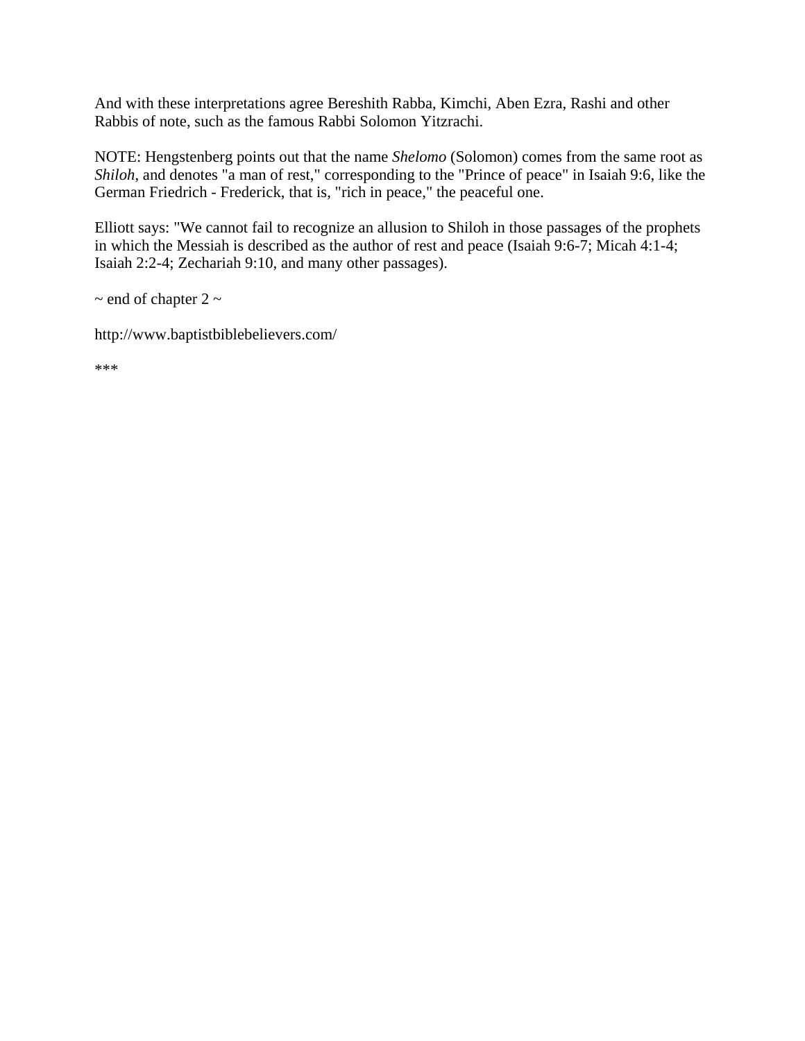And with these interpretations agree Bereshith Rabba, Kimchi, Aben Ezra, Rashi and other Rabbis of note, such as the famous Rabbi Solomon Yitzrachi.

NOTE: Hengstenberg points out that the name *Shelomo* (Solomon) comes from the same root as *Shiloh*, and denotes "a man of rest," corresponding to the "Prince of peace" in Isaiah 9:6, like the German Friedrich - Frederick, that is, "rich in peace," the peaceful one.

Elliott says: "We cannot fail to recognize an allusion to Shiloh in those passages of the prophets in which the Messiah is described as the author of rest and peace (Isaiah 9:6-7; Micah 4:1-4; Isaiah 2:2-4; Zechariah 9:10, and many other passages).

~ end of chapter 2 ~

http://www.baptistbiblebelievers.com/

***